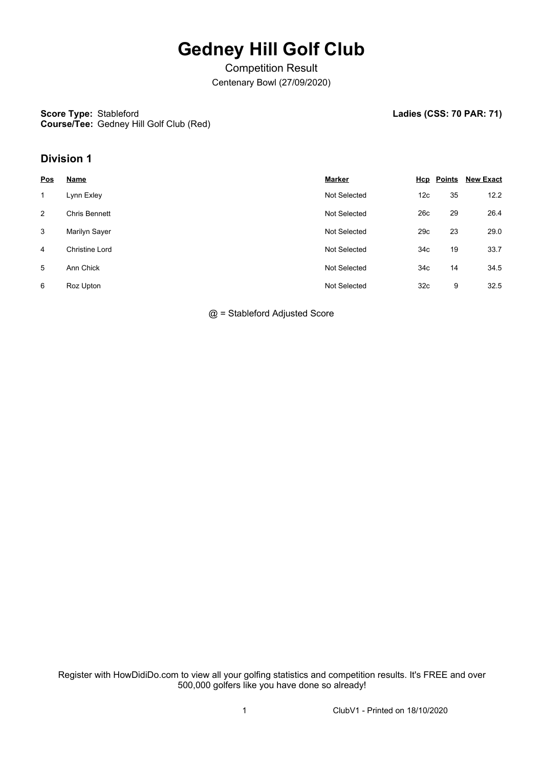# Gedney Hill Golf Club

Competition Result

Centenary Bowl (27/09/2020)

**Score Type:** Stableford
**Course/Tee:** Gedney Hill Golf Club (Red)

**Ladies (CSS: 70 PAR: 71)**

## Division 1

| Pos | Name | Marker | Hcp | Points | New Exact |
|---|---|---|---|---|---|
| 1 | Lynn Exley | Not Selected | 12c | 35 | 12.2 |
| 2 | Chris Bennett | Not Selected | 26c | 29 | 26.4 |
| 3 | Marilyn Sayer | Not Selected | 29c | 23 | 29.0 |
| 4 | Christine Lord | Not Selected | 34c | 19 | 33.7 |
| 5 | Ann Chick | Not Selected | 34c | 14 | 34.5 |
| 6 | Roz Upton | Not Selected | 32c | 9 | 32.5 |

@ = Stableford Adjusted Score

Register with HowDidiDo.com to view all your golfing statistics and competition results. It's FREE and over 500,000 golfers like you have done so already!

ClubV1 - Printed on 18/10/2020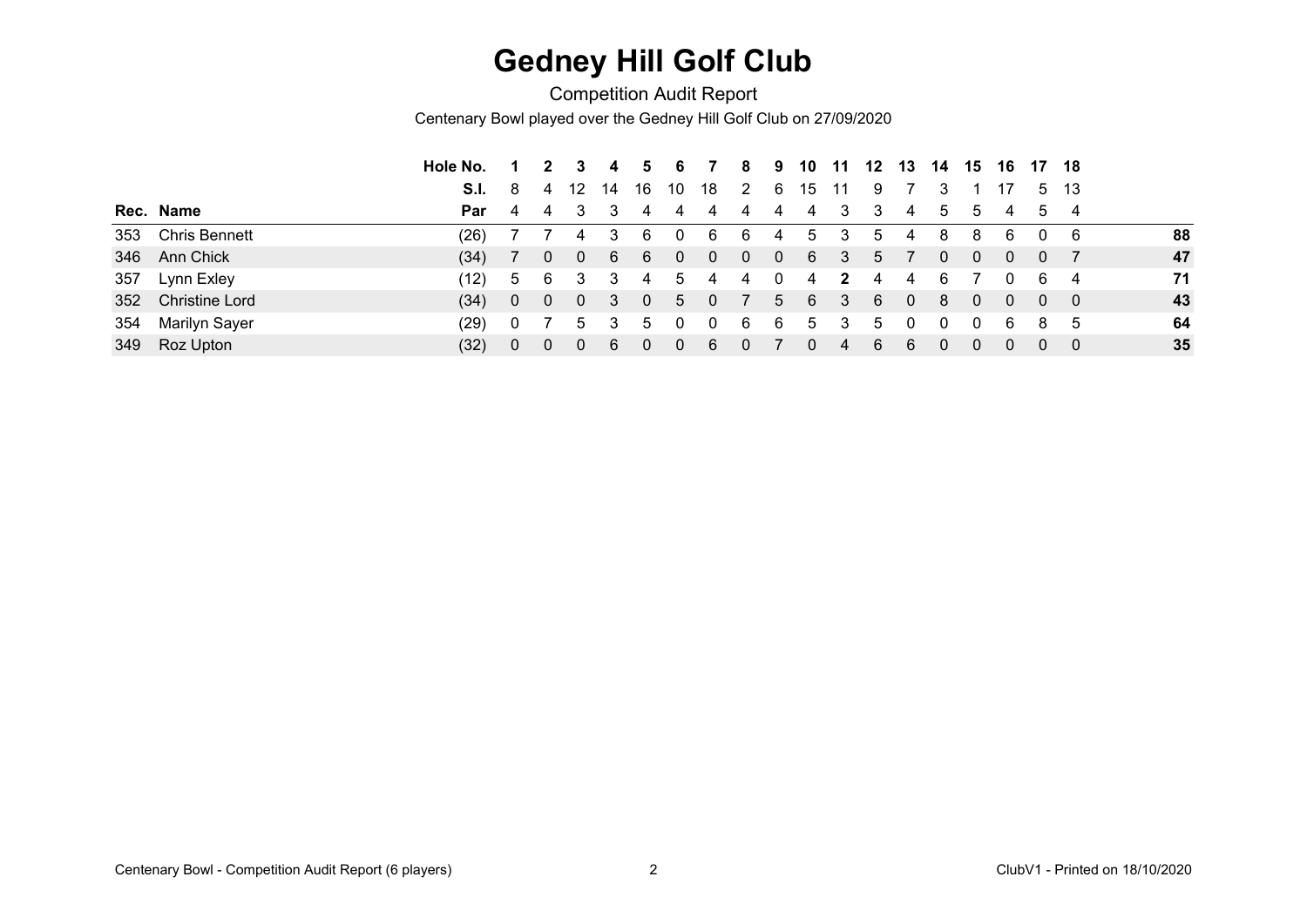# Gedney Hill Golf Club

Competition Audit Report

Centenary Bowl played over the Gedney Hill Golf Club on 27/09/2020

| Rec. | Name | Hole No. | 1 | 2 | 3 | 4 | 5 | 6 | 7 | 8 | 9 | 10 | 11 | 12 | 13 | 14 | 15 | 16 | 17 | 18 | |
|---|---|---|---|---|---|---|---|---|---|---|---|---|---|---|---|---|---|---|---|---|---|
| | | S.I. | 8 | 4 | 12 | 14 | 16 | 10 | 18 | 2 | 6 | 15 | 11 | 9 | 7 | 3 | 1 | 17 | 5 | 13 | |
| | | Par | 4 | 4 | 3 | 3 | 4 | 4 | 4 | 4 | 4 | 4 | 3 | 3 | 4 | 5 | 5 | 4 | 5 | 4 | |
| 353 | Chris Bennett | (26) | 7 | 7 | 4 | 3 | 6 | 0 | 6 | 6 | 4 | 5 | 3 | 5 | 4 | 8 | 8 | 6 | 0 | 6 | **88** |
| 346 | Ann Chick | (34) | 7 | 0 | 0 | 6 | 6 | 0 | 0 | 0 | 0 | 6 | 3 | 5 | 7 | 0 | 0 | 0 | 0 | 7 | **47** |
| 357 | Lynn Exley | (12) | 5 | 6 | 3 | 3 | 4 | 5 | 4 | 4 | 0 | 4 | **2** | 4 | 4 | 6 | 7 | 0 | 6 | 4 | **71** |
| 352 | Christine Lord | (34) | 0 | 0 | 0 | 3 | 0 | 5 | 0 | 7 | 5 | 6 | 3 | 6 | 0 | 8 | 0 | 0 | 0 | 0 | **43** |
| 354 | Marilyn Sayer | (29) | 0 | 7 | 5 | 3 | 5 | 0 | 0 | 6 | 6 | 5 | 3 | 5 | 0 | 0 | 0 | 6 | 8 | 5 | **64** |
| 349 | Roz Upton | (32) | 0 | 0 | 0 | 6 | 0 | 0 | 6 | 0 | 7 | 0 | 4 | 6 | 6 | 0 | 0 | 0 | 0 | 0 | **35** |

Centenary Bowl - Competition Audit Report (6 players)

ClubV1 - Printed on 18/10/2020